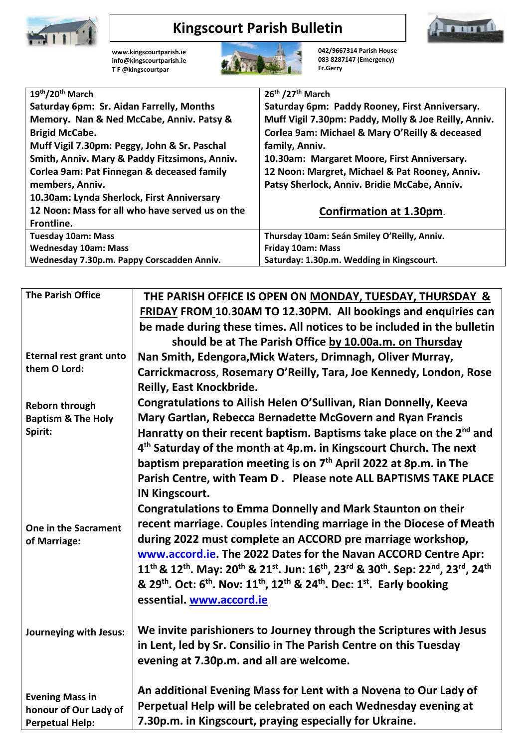# Kingscourt Parish Bulletin

www.kingscourtparish.ie
info@kingscourtparish.ie
T F @kingscourtpar

042/9667314 Parish House
083 8287147 (Emergency)
Fr.Gerry

| 19th/20th March | 26th /27th March |
|---|---|
| **Saturday 6pm: Sr. Aidan Farrelly, Months Memory. Nan & Ned McCabe, Anniv. Patsy & Brigid McCabe.** **Muff Vigil 7.30pm: Peggy, John & Sr. Paschal Smith, Anniv. Mary & Paddy Fitzsimons, Anniv.** **Corlea 9am: Pat Finnegan & deceased family members, Anniv.** **10.30am: Lynda Sherlock, First Anniversary** **12 Noon: Mass for all who have served us on the Frontline.** | **Saturday 6pm: Paddy Rooney, First Anniversary.** **Muff Vigil 7.30pm: Paddy, Molly & Joe Reilly, Anniv.** **Corlea 9am: Michael & Mary O'Reilly & deceased family, Anniv.** **10.30am: Margaret Moore, First Anniversary.** **12 Noon: Margret, Michael & Pat Rooney, Anniv. Patsy Sherlock, Anniv. Bridie McCabe, Anniv.** **Confirmation at 1.30pm.** |
| **Tuesday 10am: Mass** **Wednesday 10am: Mass** **Wednesday 7.30p.m. Pappy Corscadden Anniv.** | **Thursday 10am: Seán Smiley O'Reilly, Anniv.** **Friday 10am: Mass** **Saturday: 1.30p.m. Wedding in Kingscourt.** |

| | |
|---|---|
| **The Parish Office** | **THE PARISH OFFICE IS OPEN ON MONDAY, TUESDAY, THURSDAY & FRIDAY FROM 10.30AM TO 12.30PM. All bookings and enquiries can be made during these times. All notices to be included in the bulletin should be at The Parish Office by 10.00a.m. on Thursday** |
| **Eternal rest grant unto them O Lord:** | **Nan Smith, Edengora, Mick Waters, Drimnagh, Oliver Murray, Carrickmacross, Rosemary O'Reilly, Tara, Joe Kennedy, London, Rose Reilly, East Knockbride.** |
| **Reborn through Baptism & The Holy Spirit:** | **Congratulations to Ailish Helen O'Sullivan, Rian Donnelly, Keeva Mary Gartlan, Rebecca Bernadette McGovern and Ryan Francis Hanratty on their recent baptism. Baptisms take place on the 2nd and 4th Saturday of the month at 4p.m. in Kingscourt Church. The next baptism preparation meeting is on 7th April 2022 at 8p.m. in The Parish Centre, with Team D . Please note ALL BAPTISMS TAKE PLACE IN Kingscourt.** |
| **One in the Sacrament of Marriage:** | **Congratulations to Emma Donnelly and Mark Staunton on their recent marriage. Couples intending marriage in the Diocese of Meath during 2022 must complete an ACCORD pre marriage workshop, www.accord.ie. The 2022 Dates for the Navan ACCORD Centre Apr: 11th & 12th. May: 20th & 21st. Jun: 16th, 23rd & 30th. Sep: 22nd, 23rd, 24th & 29th. Oct: 6th. Nov: 11th, 12th & 24th. Dec: 1st. Early booking essential. www.accord.ie** |
| **Journeying with Jesus:** | **We invite parishioners to Journey through the Scriptures with Jesus in Lent, led by Sr. Consilio in The Parish Centre on this Tuesday evening at 7.30p.m. and all are welcome.** |
| **Evening Mass in honour of Our Lady of Perpetual Help:** | **An additional Evening Mass for Lent with a Novena to Our Lady of Perpetual Help will be celebrated on each Wednesday evening at 7.30p.m. in Kingscourt, praying especially for Ukraine.** |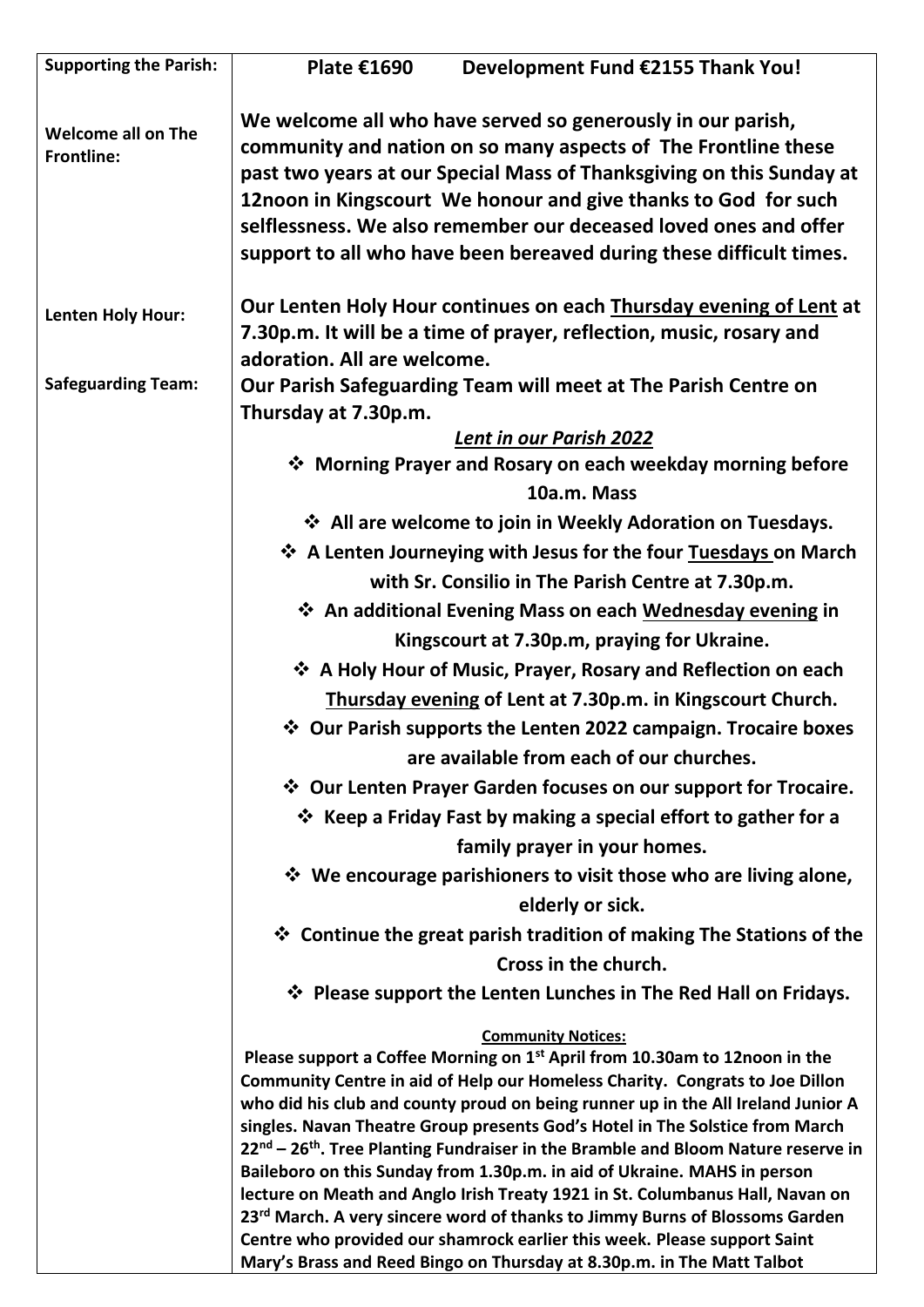| | |
|---|---|
| **Supporting the Parish:** | **Plate €1690 Development Fund €2155 Thank You!** |
| **Welcome all on The Frontline:** | **We welcome all who have served so generously in our parish, community and nation on so many aspects of The Frontline these past two years at our Special Mass of Thanksgiving on this Sunday at 12noon in Kingscourt We honour and give thanks to God for such selflessness. We also remember our deceased loved ones and offer support to all who have been bereaved during these difficult times.** |
| **Lenten Holy Hour:** | **Our Lenten Holy Hour continues on each Thursday evening of Lent at 7.30p.m. It will be a time of prayer, reflection, music, rosary and adoration. All are welcome.** |
| **Safeguarding Team:** | **Our Parish Safeguarding Team will meet at The Parish Centre on Thursday at 7.30p.m.** |

***Lent in our Parish 2022***

- **Morning Prayer and Rosary on each weekday morning before 10a.m. Mass**
- **All are welcome to join in Weekly Adoration on Tuesdays.**
- **A Lenten Journeying with Jesus for the four Tuesdays on March with Sr. Consilio in The Parish Centre at 7.30p.m.**
- **An additional Evening Mass on each Wednesday evening in Kingscourt at 7.30p.m, praying for Ukraine.**
- **A Holy Hour of Music, Prayer, Rosary and Reflection on each Thursday evening of Lent at 7.30p.m. in Kingscourt Church.**
- **Our Parish supports the Lenten 2022 campaign. Trocaire boxes are available from each of our churches.**
- **Our Lenten Prayer Garden focuses on our support for Trocaire.**
- **Keep a Friday Fast by making a special effort to gather for a family prayer in your homes.**
- **We encourage parishioners to visit those who are living alone, elderly or sick.**
- **Continue the great parish tradition of making The Stations of the Cross in the church.**
- **Please support the Lenten Lunches in The Red Hall on Fridays.**

**Community Notices:**

**Please support a Coffee Morning on 1st April from 10.30am to 12noon in the Community Centre in aid of Help our Homeless Charity. Congrats to Joe Dillon who did his club and county proud on being runner up in the All Ireland Junior A singles. Navan Theatre Group presents God's Hotel in The Solstice from March 22nd – 26th. Tree Planting Fundraiser in the Bramble and Bloom Nature reserve in Baileboro on this Sunday from 1.30p.m. in aid of Ukraine. MAHS in person lecture on Meath and Anglo Irish Treaty 1921 in St. Columbanus Hall, Navan on 23rd March. A very sincere word of thanks to Jimmy Burns of Blossoms Garden Centre who provided our shamrock earlier this week. Please support Saint Mary's Brass and Reed Bingo on Thursday at 8.30p.m. in The Matt Talbot**